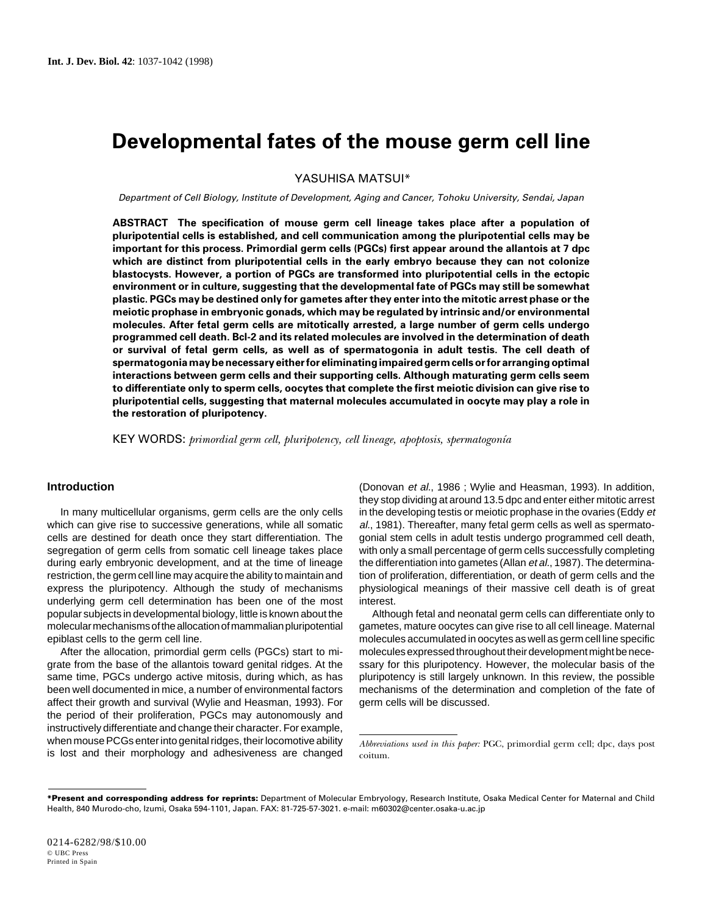# Developmental fates of the mouse germ cell line

YASUHISA MATSUI*

*Department of Cell Biology, Institute of Development, Aging and Cancer, Tohoku University, Sendai, Japan*

**ABSTRACT The specification of mouse germ cell lineage takes place after a population of pluripotential cells is established, and cell communication among the pluripotential cells may be important for this process. Primordial germ cells (PGCs) first appear around the allantois at 7 dpc which are distinct from pluripotential cells in the early embryo because they can not colonize blastocysts. However, a portion of PGCs are transformed into pluripotential cells in the ectopic environment or in culture, suggesting that the developmental fate of PGCs may still be somewhat plastic. PGCs may be destined only for gametes after they enter into the mitotic arrest phase or the meiotic prophase in embryonic gonads, which may be regulated by intrinsic and/or environmental molecules. After fetal germ cells are mitotically arrested, a large number of germ cells undergo programmed cell death. Bcl-2 and its related molecules are involved in the determination of death or survival of fetal germ cells, as well as of spermatogonia in adult testis. The cell death of spermatogonia may be necessary either for eliminating impaired germ cells or for arranging optimal interactions between germ cells and their supporting cells. Although maturating germ cells seem to differentiate only to sperm cells, oocytes that complete the first meiotic division can give rise to pluripotential cells, suggesting that maternal molecules accumulated in oocyte may play a role in the restoration of pluripotency.**

KEY WORDS: *primordial germ cell, pluripotency, cell lineage, apoptosis, spermatogonía*

## Introduction

In many multicellular organisms, germ cells are the only cells which can give rise to successive generations, while all somatic cells are destined for death once they start differentiation. The segregation of germ cells from somatic cell lineage takes place during early embryonic development, and at the time of lineage restriction, the germ cell line may acquire the ability to maintain and express the pluripotency. Although the study of mechanisms underlying germ cell determination has been one of the most popular subjects in developmental biology, little is known about the molecular mechanisms of the allocation of mammalian pluripotential epiblast cells to the germ cell line.

After the allocation, primordial germ cells (PGCs) start to migrate from the base of the allantois toward genital ridges. At the same time, PGCs undergo active mitosis, during which, as has been well documented in mice, a number of environmental factors affect their growth and survival (Wylie and Heasman, 1993). For the period of their proliferation, PGCs may autonomously and instructively differentiate and change their character. For example, when mouse PCGs enter into genital ridges, their locomotive ability is lost and their morphology and adhesiveness are changed (Donovan *et al*., 1986 ; Wylie and Heasman, 1993). In addition, they stop dividing at around 13.5 dpc and enter either mitotic arrest in the developing testis or meiotic prophase in the ovaries (Eddy *et al*., 1981). Thereafter, many fetal germ cells as well as spermatogonial stem cells in adult testis undergo programmed cell death, with only a small percentage of germ cells successfully completing the differentiation into gametes (Allan *et al*., 1987). The determination of proliferation, differentiation, or death of germ cells and the physiological meanings of their massive cell death is of great interest.

Although fetal and neonatal germ cells can differentiate only to gametes, mature oocytes can give rise to all cell lineage. Maternal molecules accumulated in oocytes as well as germ cell line specific molecules expressed throughout their development might be necessary for this pluripotency. However, the molecular basis of the pluripotency is still largely unknown. In this review, the possible mechanisms of the determination and completion of the fate of germ cells will be discussed.

*Abbreviations used in this paper:* PGC, primordial germ cell; dpc, days post coitum.

**\*Present and corresponding address for reprints:** Department of Molecular Embryology, Research Institute, Osaka Medical Center for Maternal and Child Health, 840 Murodo-cho, Izumi, Osaka 594-1101, Japan. FAX: 81-725-57-3021. e-mail: m60302@center.osaka-u.ac.jp

0214-6282/98/$10.00
© UBC Press
Printed in Spain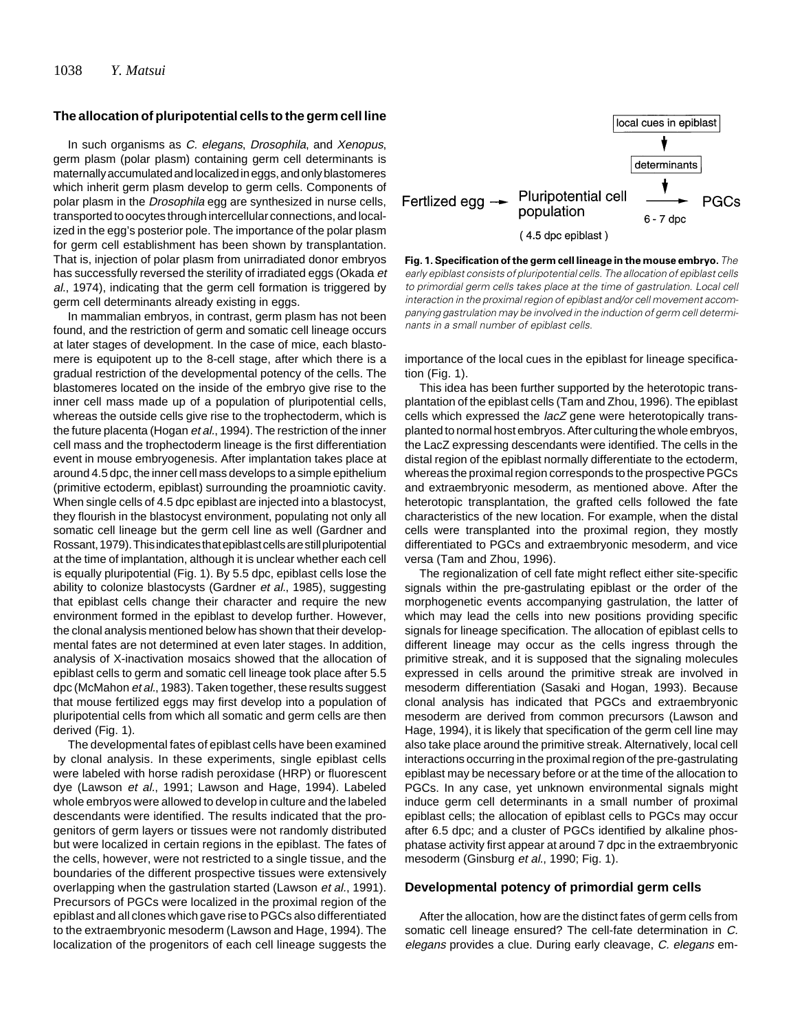## The allocation of pluripotential cells to the germ cell line

In such organisms as *C. elegans*, *Drosophila*, and *Xenopus*, germ plasm (polar plasm) containing germ cell determinants is maternally accumulated and localized in eggs, and only blastomeres which inherit germ plasm develop to germ cells. Components of polar plasm in the *Drosophila* egg are synthesized in nurse cells, transported to oocytes through intercellular connections, and localized in the egg's posterior pole. The importance of the polar plasm for germ cell establishment has been shown by transplantation. That is, injection of polar plasm from unirradiated donor embryos has successfully reversed the sterility of irradiated eggs (Okada *et al.*, 1974), indicating that the germ cell formation is triggered by germ cell determinants already existing in eggs.

In mammalian embryos, in contrast, germ plasm has not been found, and the restriction of germ and somatic cell lineage occurs at later stages of development. In the case of mice, each blastomere is equipotent up to the 8-cell stage, after which there is a gradual restriction of the developmental potency of the cells. The blastomeres located on the inside of the embryo give rise to the inner cell mass made up of a population of pluripotential cells, whereas the outside cells give rise to the trophectoderm, which is the future placenta (Hogan *et al.*, 1994). The restriction of the inner cell mass and the trophectoderm lineage is the first differentiation event in mouse embryogenesis. After implantation takes place at around 4.5 dpc, the inner cell mass develops to a simple epithelium (primitive ectoderm, epiblast) surrounding the proamniotic cavity. When single cells of 4.5 dpc epiblast are injected into a blastocyst, they flourish in the blastocyst environment, populating not only all somatic cell lineage but the germ cell line as well (Gardner and Rossant, 1979). This indicates that epiblast cells are still pluripotential at the time of implantation, although it is unclear whether each cell is equally pluripotential (Fig. 1). By 5.5 dpc, epiblast cells lose the ability to colonize blastocysts (Gardner *et al.*, 1985), suggesting that epiblast cells change their character and require the new environment formed in the epiblast to develop further. However, the clonal analysis mentioned below has shown that their developmental fates are not determined at even later stages. In addition, analysis of X-inactivation mosaics showed that the allocation of epiblast cells to germ and somatic cell lineage took place after 5.5 dpc (McMahon *et al.*, 1983). Taken together, these results suggest that mouse fertilized eggs may first develop into a population of pluripotential cells from which all somatic and germ cells are then derived (Fig. 1).

The developmental fates of epiblast cells have been examined by clonal analysis. In these experiments, single epiblast cells were labeled with horse radish peroxidase (HRP) or fluorescent dye (Lawson *et al.*, 1991; Lawson and Hage, 1994). Labeled whole embryos were allowed to develop in culture and the labeled descendants were identified. The results indicated that the progenitors of germ layers or tissues were not randomly distributed but were localized in certain regions in the epiblast. The fates of the cells, however, were not restricted to a single tissue, and the boundaries of the different prospective tissues were extensively overlapping when the gastrulation started (Lawson *et al.*, 1991). Precursors of PGCs were localized in the proximal region of the epiblast and all clones which gave rise to PGCs also differentiated to the extraembryonic mesoderm (Lawson and Hage, 1994). The localization of the progenitors of each cell lineage suggests the importance of the local cues in the epiblast for lineage specification (Fig. 1).

local cues in epiblast → determinants → 
Fertlized egg → Pluripotential cell population (4.5 dpc epiblast) → PGCs (6 - 7 dpc)

**Fig. 1. Specification of the germ cell lineage in the mouse embryo.** *The early epiblast consists of pluripotential cells. The allocation of epiblast cells to primordial germ cells takes place at the time of gastrulation. Local cell interaction in the proximal region of epiblast and/or cell movement accompanying gastrulation may be involved in the induction of germ cell determinants in a small number of epiblast cells.*

This idea has been further supported by the heterotopic transplantation of the epiblast cells (Tam and Zhou, 1996). The epiblast cells which expressed the *lacZ* gene were heterotopically transplanted to normal host embryos. After culturing the whole embryos, the LacZ expressing descendants were identified. The cells in the distal region of the epiblast normally differentiate to the ectoderm, whereas the proximal region corresponds to the prospective PGCs and extraembryonic mesoderm, as mentioned above. After the heterotopic transplantation, the grafted cells followed the fate characteristics of the new location. For example, when the distal cells were transplanted into the proximal region, they mostly differentiated to PGCs and extraembryonic mesoderm, and vice versa (Tam and Zhou, 1996).

The regionalization of cell fate might reflect either site-specific signals within the pre-gastrulating epiblast or the order of the morphogenetic events accompanying gastrulation, the latter of which may lead the cells into new positions providing specific signals for lineage specification. The allocation of epiblast cells to different lineage may occur as the cells ingress through the primitive streak, and it is supposed that the signaling molecules expressed in cells around the primitive streak are involved in mesoderm differentiation (Sasaki and Hogan, 1993). Because clonal analysis has indicated that PGCs and extraembryonic mesoderm are derived from common precursors (Lawson and Hage, 1994), it is likely that specification of the germ cell line may also take place around the primitive streak. Alternatively, local cell interactions occurring in the proximal region of the pre-gastrulating epiblast may be necessary before or at the time of the allocation to PGCs. In any case, yet unknown environmental signals might induce germ cell determinants in a small number of proximal epiblast cells; the allocation of epiblast cells to PGCs may occur after 6.5 dpc; and a cluster of PGCs identified by alkaline phosphatase activity first appear at around 7 dpc in the extraembryonic mesoderm (Ginsburg *et al.*, 1990; Fig. 1).

## Developmental potency of primordial germ cells

After the allocation, how are the distinct fates of germ cells from somatic cell lineage ensured? The cell-fate determination in *C. elegans* provides a clue. During early cleavage, *C. elegans* em-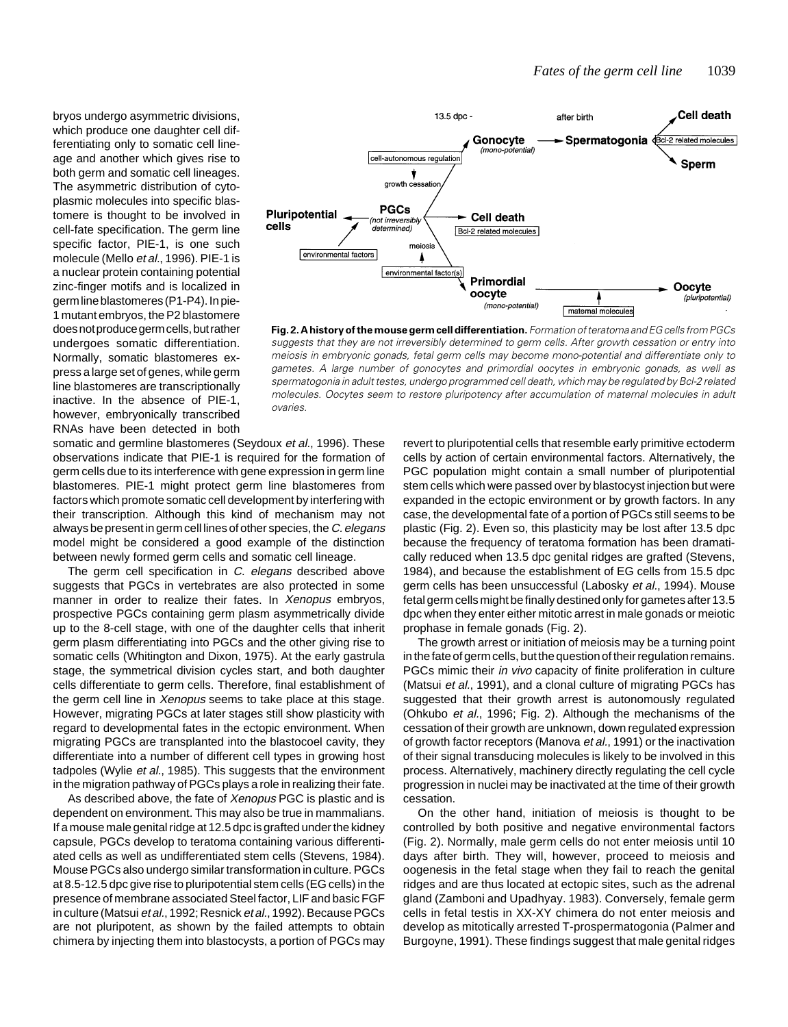bryos undergo asymmetric divisions, which produce one daughter cell differentiating only to somatic cell lineage and another which gives rise to both germ and somatic cell lineages. The asymmetric distribution of cytoplasmic molecules into specific blastomere is thought to be involved in cell-fate specification. The germ line specific factor, PIE-1, is one such molecule (Mello *et al.*, 1996). PIE-1 is a nuclear protein containing potential zinc-finger motifs and is localized in germ line blastomeres (P1-P4). In pie-1 mutant embryos, the P2 blastomere does not produce germ cells, but rather undergoes somatic differentiation. Normally, somatic blastomeres express a large set of genes, while germ line blastomeres are transcriptionally inactive. In the absence of PIE-1, however, embryonically transcribed RNAs have been detected in both somatic and germline blastomeres (Seydoux *et al.*, 1996). These observations indicate that PIE-1 is required for the formation of germ cells due to its interference with gene expression in germ line blastomeres. PIE-1 might protect germ line blastomeres from factors which promote somatic cell development by interfering with their transcription. Although this kind of mechanism may not always be present in germ cell lines of other species, the *C. elegans* model might be considered a good example of the distinction between newly formed germ cells and somatic cell lineage.

The germ cell specification in *C. elegans* described above suggests that PGCs in vertebrates are also protected in some manner in order to realize their fates. In *Xenopus* embryos, prospective PGCs containing germ plasm asymmetrically divide up to the 8-cell stage, with one of the daughter cells that inherit germ plasm differentiating into PGCs and the other giving rise to somatic cells (Whitington and Dixon, 1975). At the early gastrula stage, the symmetrical division cycles start, and both daughter cells differentiate to germ cells. Therefore, final establishment of the germ cell line in *Xenopus* seems to take place at this stage. However, migrating PGCs at later stages still show plasticity with regard to developmental fates in the ectopic environment. When migrating PGCs are transplanted into the blastocoel cavity, they differentiate into a number of different cell types in growing host tadpoles (Wylie *et al.*, 1985). This suggests that the environment in the migration pathway of PGCs plays a role in realizing their fate.

As described above, the fate of *Xenopus* PGC is plastic and is dependent on environment. This may also be true in mammalians. If a mouse male genital ridge at 12.5 dpc is grafted under the kidney capsule, PGCs develop to teratoma containing various differentiated cells as well as undifferentiated stem cells (Stevens, 1984). Mouse PGCs also undergo similar transformation in culture. PGCs at 8.5-12.5 dpc give rise to pluripotential stem cells (EG cells) in the presence of membrane associated Steel factor, LIF and basic FGF in culture (Matsui *et al.*, 1992; Resnick *et al.*, 1992). Because PGCs are not pluripotent, as shown by the failed attempts to obtain chimera by injecting them into blastocysts, a portion of PGCs may revert to pluripotential cells that resemble early primitive ectoderm cells by action of certain environmental factors. Alternatively, the PGC population might contain a small number of pluripotential stem cells which were passed over by blastocyst injection but were expanded in the ectopic environment or by growth factors. In any case, the developmental fate of a portion of PGCs still seems to be plastic (Fig. 2). Even so, this plasticity may be lost after 13.5 dpc because the frequency of teratoma formation has been dramatically reduced when 13.5 dpc genital ridges are grafted (Stevens, 1984), and because the establishment of EG cells from 15.5 dpc germ cells has been unsuccessful (Labosky *et al.*, 1994). Mouse fetal germ cells might be finally destined only for gametes after 13.5 dpc when they enter either mitotic arrest in male gonads or meiotic prophase in female gonads (Fig. 2).

**Fig. 2. A history of the mouse germ cell differentiation.** *Formation of teratoma and EG cells from PGCs suggests that they are not irreversibly determined to germ cells. After growth cessation or entry into meiosis in embryonic gonads, fetal germ cells may become mono-potential and differentiate only to gametes. A large number of gonocytes and primordial oocytes in embryonic gonads, as well as spermatogonia in adult testes, undergo programmed cell death, which may be regulated by Bcl-2 related molecules. Oocytes seem to restore pluripotency after accumulation of maternal molecules in adult ovaries.*

The growth arrest or initiation of meiosis may be a turning point in the fate of germ cells, but the question of their regulation remains. PGCs mimic their *in vivo* capacity of finite proliferation in culture (Matsui *et al.*, 1991), and a clonal culture of migrating PGCs has suggested that their growth arrest is autonomously regulated (Ohkubo *et al.*, 1996; Fig. 2). Although the mechanisms of the cessation of their growth are unknown, down regulated expression of growth factor receptors (Manova *et al.*, 1991) or the inactivation of their signal transducing molecules is likely to be involved in this process. Alternatively, machinery directly regulating the cell cycle progression in nuclei may be inactivated at the time of their growth cessation.

On the other hand, initiation of meiosis is thought to be controlled by both positive and negative environmental factors (Fig. 2). Normally, male germ cells do not enter meiosis until 10 days after birth. They will, however, proceed to meiosis and oogenesis in the fetal stage when they fail to reach the genital ridges and are thus located at ectopic sites, such as the adrenal gland (Zamboni and Upadhyay. 1983). Conversely, female germ cells in fetal testis in XX-XY chimera do not enter meiosis and develop as mitotically arrested T-prospermatogonia (Palmer and Burgoyne, 1991). These findings suggest that male genital ridges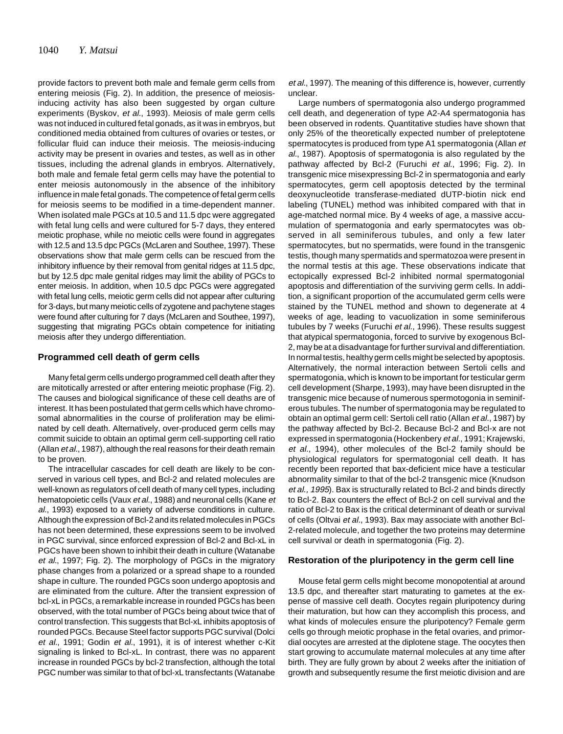provide factors to prevent both male and female germ cells from entering meiosis (Fig. 2). In addition, the presence of meiosis-inducing activity has also been suggested by organ culture experiments (Byskov, *et al.*, 1993). Meiosis of male germ cells was not induced in cultured fetal gonads, as it was in embryos, but conditioned media obtained from cultures of ovaries or testes, or follicular fluid can induce their meiosis. The meiosis-inducing activity may be present in ovaries and testes, as well as in other tissues, including the adrenal glands in embryos. Alternatively, both male and female fetal germ cells may have the potential to enter meiosis autonomously in the absence of the inhibitory influence in male fetal gonads. The competence of fetal germ cells for meiosis seems to be modified in a time-dependent manner. When isolated male PGCs at 10.5 and 11.5 dpc were aggregated with fetal lung cells and were cultured for 5-7 days, they entered meiotic prophase, while no meiotic cells were found in aggregates with 12.5 and 13.5 dpc PGCs (McLaren and Southee, 1997). These observations show that male germ cells can be rescued from the inhibitory influence by their removal from genital ridges at 11.5 dpc, but by 12.5 dpc male genital ridges may limit the ability of PGCs to enter meiosis. In addition, when 10.5 dpc PGCs were aggregated with fetal lung cells, meiotic germ cells did not appear after culturing for 3-days, but many meiotic cells of zygotene and pachytene stages were found after culturing for 7 days (McLaren and Southee, 1997), suggesting that migrating PGCs obtain competence for initiating meiosis after they undergo differentiation.

## Programmed cell death of germ cells

Many fetal germ cells undergo programmed cell death after they are mitotically arrested or after entering meiotic prophase (Fig. 2). The causes and biological significance of these cell deaths are of interest. It has been postulated that germ cells which have chromosomal abnormalities in the course of proliferation may be eliminated by cell death. Alternatively, over-produced germ cells may commit suicide to obtain an optimal germ cell-supporting cell ratio (Allan *et al.*, 1987), although the real reasons for their death remain to be proven.

The intracellular cascades for cell death are likely to be conserved in various cell types, and Bcl-2 and related molecules are well-known as regulators of cell death of many cell types, including hematopoietic cells (Vaux *et al.*, 1988) and neuronal cells (Kane *et al.*, 1993) exposed to a variety of adverse conditions in culture. Although the expression of Bcl-2 and its related molecules in PGCs has not been determined, these expressions seem to be involved in PGC survival, since enforced expression of Bcl-2 and Bcl-xL in PGCs have been shown to inhibit their death in culture (Watanabe *et al.*, 1997; Fig. 2). The morphology of PGCs in the migratory phase changes from a polarized or a spread shape to a rounded shape in culture. The rounded PGCs soon undergo apoptosis and are eliminated from the culture. After the transient expression of bcl-xL in PGCs, a remarkable increase in rounded PGCs has been observed, with the total number of PGCs being about twice that of control transfection. This suggests that Bcl-xL inhibits apoptosis of rounded PGCs. Because Steel factor supports PGC survival (Dolci *et al.*, 1991; Godin *et al.*, 1991), it is of interest whether c-Kit signaling is linked to Bcl-xL. In contrast, there was no apparent increase in rounded PGCs by bcl-2 transfection, although the total PGC number was similar to that of bcl-xL transfectants (Watanabe *et al.*, 1997). The meaning of this difference is, however, currently unclear.

Large numbers of spermatogonia also undergo programmed cell death, and degeneration of type A2-A4 spermatogonia has been observed in rodents. Quantitative studies have shown that only 25% of the theoretically expected number of preleptotene spermatocytes is produced from type A1 spermatogonia (Allan *et al.*, 1987). Apoptosis of spermatogonia is also regulated by the pathway affected by Bcl-2 (Furuchi *et al.*, 1996; Fig. 2). In transgenic mice misexpressing Bcl-2 in spermatogonia and early spermatocytes, germ cell apoptosis detected by the terminal deoxynucleotide transferase-mediated dUTP-biotin nick end labeling (TUNEL) method was inhibited compared with that in age-matched normal mice. By 4 weeks of age, a massive accumulation of spermatogonia and early spermatocytes was observed in all seminiferous tubules, and only a few later spermatocytes, but no spermatids, were found in the transgenic testis, though many spermatids and spermatozoa were present in the normal testis at this age. These observations indicate that ectopically expressed Bcl-2 inhibited normal spermatogonial apoptosis and differentiation of the surviving germ cells. In addition, a significant proportion of the accumulated germ cells were stained by the TUNEL method and shown to degenerate at 4 weeks of age, leading to vacuolization in some seminiferous tubules by 7 weeks (Furuchi *et al.*, 1996). These results suggest that atypical spermatogonia, forced to survive by exogenous Bcl-2, may be at a disadvantage for further survival and differentiation. In normal testis, healthy germ cells might be selected by apoptosis. Alternatively, the normal interaction between Sertoli cells and spermatogonia, which is known to be important for testicular germ cell development (Sharpe, 1993), may have been disrupted in the transgenic mice because of numerous spermotogonia in seminiferous tubules. The number of spermatogonia may be regulated to obtain an optimal germ cell: Sertoli cell ratio (Allan *et al.*, 1987) by the pathway affected by Bcl-2. Because Bcl-2 and Bcl-x are not expressed in spermatogonia (Hockenbery *et al.*, 1991; Krajewski, *et al.*, 1994), other molecules of the Bcl-2 family should be physiological regulators for spermatogonial cell death. It has recently been reported that bax-deficient mice have a testicular abnormality similar to that of the bcl-2 transgenic mice (Knudson *et al., 1995*). Bax is structurally related to Bcl-2 and binds directly to Bcl-2. Bax counters the effect of Bcl-2 on cell survival and the ratio of Bcl-2 to Bax is the critical determinant of death or survival of cells (Oltvai *et al.*, 1993). Bax may associate with another Bcl-2-related molecule, and together the two proteins may determine cell survival or death in spermatogonia (Fig. 2).

## Restoration of the pluripotency in the germ cell line

Mouse fetal germ cells might become monopotential at around 13.5 dpc, and thereafter start maturating to gametes at the expense of massive cell death. Oocytes regain pluripotency during their maturation, but how can they accomplish this process, and what kinds of molecules ensure the pluripotency? Female germ cells go through meiotic prophase in the fetal ovaries, and primordial oocytes are arrested at the diplotene stage. The oocytes then start growing to accumulate maternal molecules at any time after birth. They are fully grown by about 2 weeks after the initiation of growth and subsequently resume the first meiotic division and are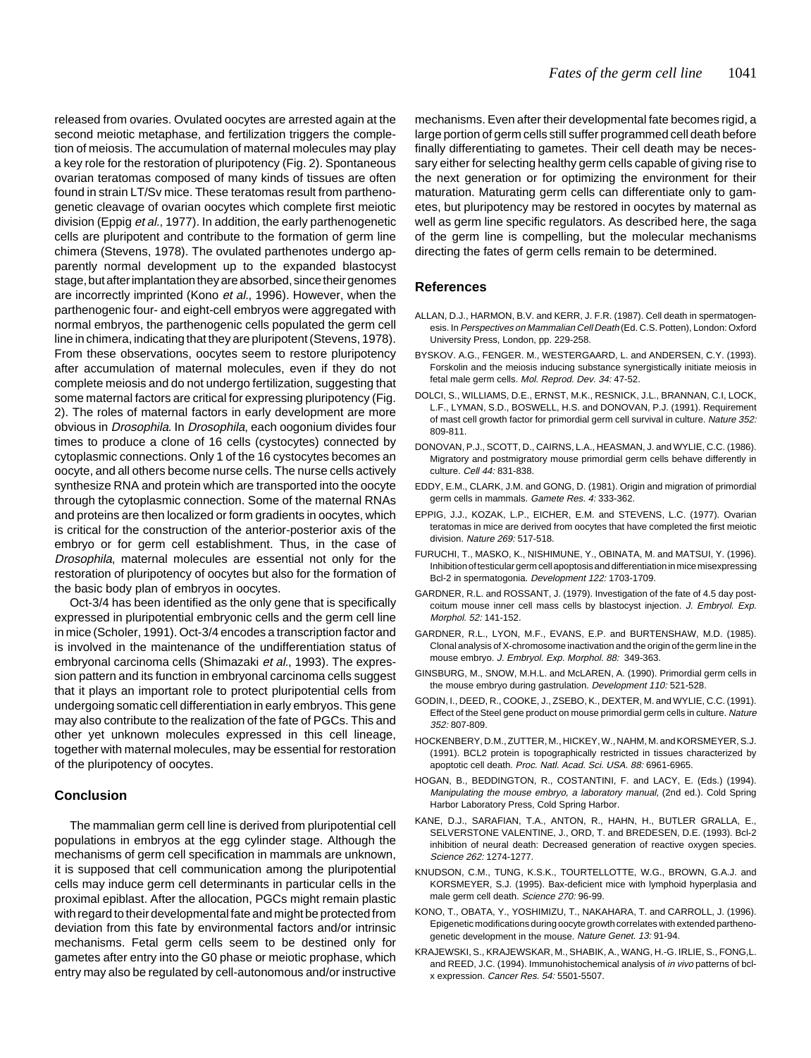released from ovaries. Ovulated oocytes are arrested again at the second meiotic metaphase, and fertilization triggers the completion of meiosis. The accumulation of maternal molecules may play a key role for the restoration of pluripotency (Fig. 2). Spontaneous ovarian teratomas composed of many kinds of tissues are often found in strain LT/Sv mice. These teratomas result from parthenogenetic cleavage of ovarian oocytes which complete first meiotic division (Eppig *et al.*, 1977). In addition, the early parthenogenetic cells are pluripotent and contribute to the formation of germ line chimera (Stevens, 1978). The ovulated parthenotes undergo apparently normal development up to the expanded blastocyst stage, but after implantation they are absorbed, since their genomes are incorrectly imprinted (Kono *et al.*, 1996). However, when the parthenogenic four- and eight-cell embryos were aggregated with normal embryos, the parthenogenic cells populated the germ cell line in chimera, indicating that they are pluripotent (Stevens, 1978). From these observations, oocytes seem to restore pluripotency after accumulation of maternal molecules, even if they do not complete meiosis and do not undergo fertilization, suggesting that some maternal factors are critical for expressing pluripotency (Fig. 2). The roles of maternal factors in early development are more obvious in *Drosophila*. In *Drosophila*, each oogonium divides four times to produce a clone of 16 cells (cystocytes) connected by cytoplasmic connections. Only 1 of the 16 cystocytes becomes an oocyte, and all others become nurse cells. The nurse cells actively synthesize RNA and protein which are transported into the oocyte through the cytoplasmic connection. Some of the maternal RNAs and proteins are then localized or form gradients in oocytes, which is critical for the construction of the anterior-posterior axis of the embryo or for germ cell establishment. Thus, in the case of *Drosophila*, maternal molecules are essential not only for the restoration of pluripotency of oocytes but also for the formation of the basic body plan of embryos in oocytes.

Oct-3/4 has been identified as the only gene that is specifically expressed in pluripotential embryonic cells and the germ cell line in mice (Scholer, 1991). Oct-3/4 encodes a transcription factor and is involved in the maintenance of the undifferentiation status of embryonal carcinoma cells (Shimazaki *et al.*, 1993). The expression pattern and its function in embryonal carcinoma cells suggest that it plays an important role to protect pluripotential cells from undergoing somatic cell differentiation in early embryos. This gene may also contribute to the realization of the fate of PGCs. This and other yet unknown molecules expressed in this cell lineage, together with maternal molecules, may be essential for restoration of the pluripotency of oocytes.

## Conclusion

The mammalian germ cell line is derived from pluripotential cell populations in embryos at the egg cylinder stage. Although the mechanisms of germ cell specification in mammals are unknown, it is supposed that cell communication among the pluripotential cells may induce germ cell determinants in particular cells in the proximal epiblast. After the allocation, PGCs might remain plastic with regard to their developmental fate and might be protected from deviation from this fate by environmental factors and/or intrinsic mechanisms. Fetal germ cells seem to be destined only for gametes after entry into the G0 phase or meiotic prophase, which entry may also be regulated by cell-autonomous and/or instructive mechanisms. Even after their developmental fate becomes rigid, a large portion of germ cells still suffer programmed cell death before finally differentiating to gametes. Their cell death may be necessary either for selecting healthy germ cells capable of giving rise to the next generation or for optimizing the environment for their maturation. Maturating germ cells can differentiate only to gametes, but pluripotency may be restored in oocytes by maternal as well as germ line specific regulators. As described here, the saga of the germ line is compelling, but the molecular mechanisms directing the fates of germ cells remain to be determined.

## References

ALLAN, D.J., HARMON, B.V. and KERR, J. F.R. (1987). Cell death in spermatogenesis. In *Perspectives on Mammalian Cell Death* (Ed. C.S. Potten), London: Oxford University Press, London, pp. 229-258.

BYSKOV. A.G., FENGER. M., WESTERGAARD, L. and ANDERSEN, C.Y. (1993). Forskolin and the meiosis inducing substance synergistically initiate meiosis in fetal male germ cells. *Mol. Reprod. Dev. 34:* 47-52.

DOLCI, S., WILLIAMS, D.E., ERNST, M.K., RESNICK, J.L., BRANNAN, C.I, LOCK, L.F., LYMAN, S.D., BOSWELL, H.S. and DONOVAN, P.J. (1991). Requirement of mast cell growth factor for primordial germ cell survival in culture. *Nature 352:* 809-811.

DONOVAN, P.J., SCOTT, D., CAIRNS, L.A., HEASMAN, J. and WYLIE, C.C. (1986). Migratory and postmigratory mouse primordial germ cells behave differently in culture. *Cell 44:* 831-838.

EDDY, E.M., CLARK, J.M. and GONG, D. (1981). Origin and migration of primordial germ cells in mammals. *Gamete Res. 4:* 333-362.

EPPIG, J.J., KOZAK, L.P., EICHER, E.M. and STEVENS, L.C. (1977). Ovarian teratomas in mice are derived from oocytes that have completed the first meiotic division. *Nature 269:* 517-518.

FURUCHI, T., MASKO, K., NISHIMUNE, Y., OBINATA, M. and MATSUI, Y. (1996). Inhibition of testicular germ cell apoptosis and differentiation in mice misexpressing Bcl-2 in spermatogonia. *Development 122:* 1703-1709.

GARDNER, R.L. and ROSSANT, J. (1979). Investigation of the fate of 4.5 day post-coitum mouse inner cell mass cells by blastocyst injection. *J. Embryol. Exp. Morphol. 52:* 141-152.

GARDNER, R.L., LYON, M.F., EVANS, E.P. and BURTENSHAW, M.D. (1985). Clonal analysis of X-chromosome inactivation and the origin of the germ line in the mouse embryo. *J. Embryol. Exp. Morphol. 88:* 349-363.

GINSBURG, M., SNOW, M.H.L. and McLAREN, A. (1990). Primordial germ cells in the mouse embryo during gastrulation. *Development 110:* 521-528.

GODIN, I., DEED, R., COOKE, J., ZSEBO, K., DEXTER, M. and WYLIE, C.C. (1991). Effect of the Steel gene product on mouse primordial germ cells in culture. *Nature 352:* 807-809.

HOCKENBERY, D.M., ZUTTER, M., HICKEY, W., NAHM, M. and KORSMEYER, S.J. (1991). BCL2 protein is topographically restricted in tissues characterized by apoptotic cell death. *Proc. Natl. Acad. Sci. USA. 88:* 6961-6965.

HOGAN, B., BEDDINGTON, R., COSTANTINI, F. and LACY, E. (Eds.) (1994). *Manipulating the mouse embryo, a laboratory manual,* (2nd ed.). Cold Spring Harbor Laboratory Press, Cold Spring Harbor.

KANE, D.J., SARAFIAN, T.A., ANTON, R., HAHN, H., BUTLER GRALLA, E., SELVERSTONE VALENTINE, J., ORD, T. and BREDESEN, D.E. (1993). Bcl-2 inhibition of neural death: Decreased generation of reactive oxygen species. *Science 262:* 1274-1277.

KNUDSON, C.M., TUNG, K.S.K., TOURTELLOTTE, W.G., BROWN, G.A.J. and KORSMEYER, S.J. (1995). Bax-deficient mice with lymphoid hyperplasia and male germ cell death. *Science 270:* 96-99.

KONO, T., OBATA, Y., YOSHIMIZU, T., NAKAHARA, T. and CARROLL, J. (1996). Epigenetic modifications during oocyte growth correlates with extended parthenogenetic development in the mouse. *Nature Genet. 13:* 91-94.

KRAJEWSKI, S., KRAJEWSKAR, M., SHABIK, A., WANG, H.-G. IRLIE, S., FONG,L. and REED, J.C. (1994). Immunohistochemical analysis of *in vivo* patterns of bcl-x expression. *Cancer Res. 54:* 5501-5507.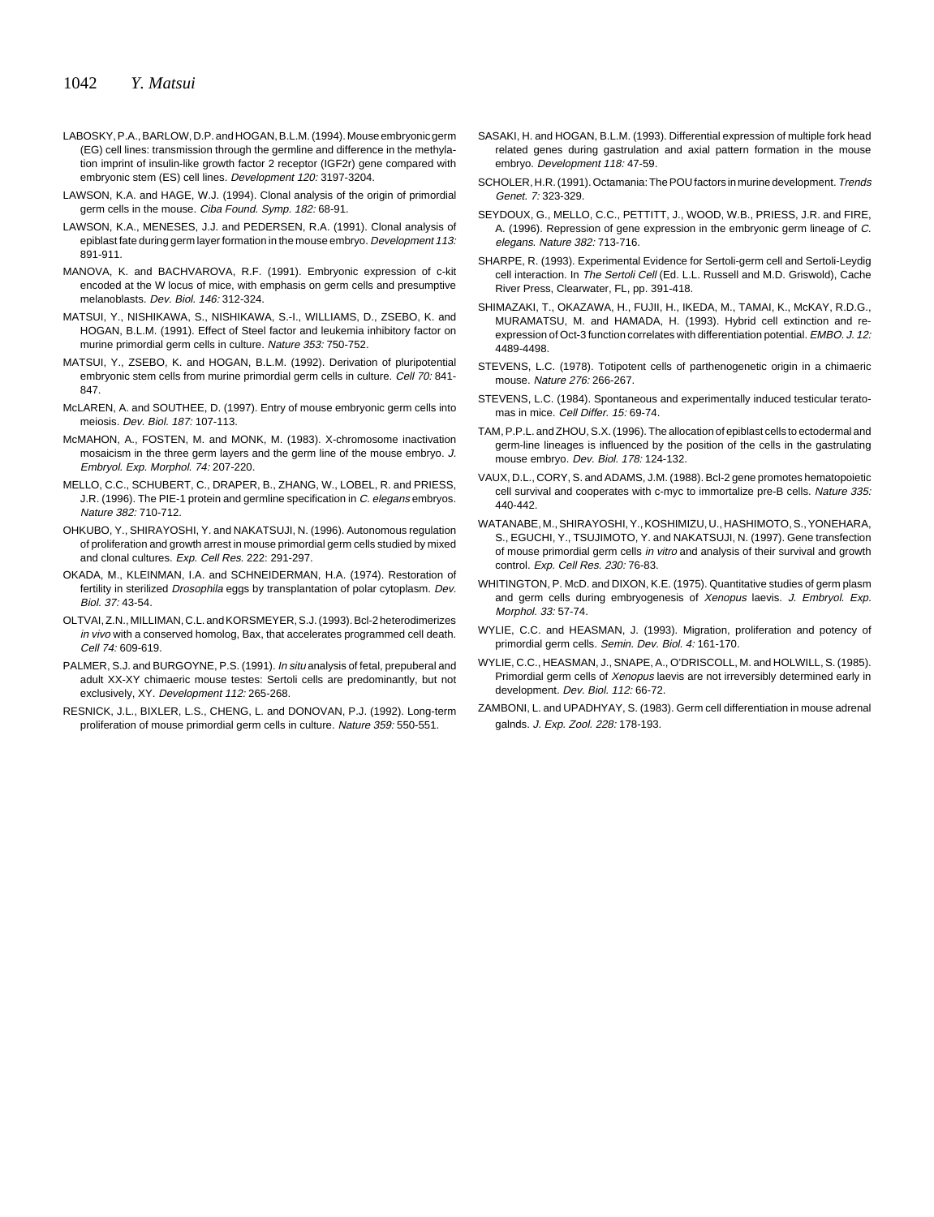LABOSKY, P.A., BARLOW, D.P. and HOGAN, B.L.M. (1994). Mouse embryonic germ (EG) cell lines: transmission through the germline and difference in the methylation imprint of insulin-like growth factor 2 receptor (IGF2r) gene compared with embryonic stem (ES) cell lines. *Development 120:* 3197-3204.

LAWSON, K.A. and HAGE, W.J. (1994). Clonal analysis of the origin of primordial germ cells in the mouse. *Ciba Found. Symp. 182:* 68-91.

LAWSON, K.A., MENESES, J.J. and PEDERSEN, R.A. (1991). Clonal analysis of epiblast fate during germ layer formation in the mouse embryo. *Development 113:* 891-911.

MANOVA, K. and BACHVAROVA, R.F. (1991). Embryonic expression of c-kit encoded at the W locus of mice, with emphasis on germ cells and presumptive melanoblasts. *Dev. Biol. 146:* 312-324.

MATSUI, Y., NISHIKAWA, S., NISHIKAWA, S.-I., WILLIAMS, D., ZSEBO, K. and HOGAN, B.L.M. (1991). Effect of Steel factor and leukemia inhibitory factor on murine primordial germ cells in culture. *Nature 353:* 750-752.

MATSUI, Y., ZSEBO, K. and HOGAN, B.L.M. (1992). Derivation of pluripotential embryonic stem cells from murine primordial germ cells in culture. *Cell 70:* 841-847.

McLAREN, A. and SOUTHEE, D. (1997). Entry of mouse embryonic germ cells into meiosis. *Dev. Biol. 187:* 107-113.

McMAHON, A., FOSTEN, M. and MONK, M. (1983). X-chromosome inactivation mosaicism in the three germ layers and the germ line of the mouse embryo. *J. Embryol. Exp. Morphol. 74:* 207-220.

MELLO, C.C., SCHUBERT, C., DRAPER, B., ZHANG, W., LOBEL, R. and PRIESS, J.R. (1996). The PIE-1 protein and germline specification in *C. elegans* embryos. *Nature 382:* 710-712.

OHKUBO, Y., SHIRAYOSHI, Y. and NAKATSUJI, N. (1996). Autonomous regulation of proliferation and growth arrest in mouse primordial germ cells studied by mixed and clonal cultures. *Exp. Cell Res.* 222: 291-297.

OKADA, M., KLEINMAN, I.A. and SCHNEIDERMAN, H.A. (1974). Restoration of fertility in sterilized *Drosophila* eggs by transplantation of polar cytoplasm. *Dev. Biol. 37:* 43-54.

OLTVAI, Z.N., MILLIMAN, C.L. and KORSMEYER, S.J. (1993). Bcl-2 heterodimerizes *in vivo* with a conserved homolog, Bax, that accelerates programmed cell death. *Cell 74:* 609-619.

PALMER, S.J. and BURGOYNE, P.S. (1991). *In situ* analysis of fetal, prepuberal and adult XX-XY chimaeric mouse testes: Sertoli cells are predominantly, but not exclusively, XY. *Development 112:* 265-268.

RESNICK, J.L., BIXLER, L.S., CHENG, L. and DONOVAN, P.J. (1992). Long-term proliferation of mouse primordial germ cells in culture. *Nature 359:* 550-551.

SASAKI, H. and HOGAN, B.L.M. (1993). Differential expression of multiple fork head related genes during gastrulation and axial pattern formation in the mouse embryo. *Development 118:* 47-59.

SCHOLER, H.R. (1991). Octamania: The POU factors in murine development. *Trends Genet. 7:* 323-329.

SEYDOUX, G., MELLO, C.C., PETTITT, J., WOOD, W.B., PRIESS, J.R. and FIRE, A. (1996). Repression of gene expression in the embryonic germ lineage of *C. elegans. Nature 382:* 713-716.

SHARPE, R. (1993). Experimental Evidence for Sertoli-germ cell and Sertoli-Leydig cell interaction. In *The Sertoli Cell* (Ed. L.L. Russell and M.D. Griswold), Cache River Press, Clearwater, FL, pp. 391-418.

SHIMAZAKI, T., OKAZAWA, H., FUJII, H., IKEDA, M., TAMAI, K., McKAY, R.D.G., MURAMATSU, M. and HAMADA, H. (1993). Hybrid cell extinction and re-expression of Oct-3 function correlates with differentiation potential. *EMBO. J. 12:* 4489-4498.

STEVENS, L.C. (1978). Totipotent cells of parthenogenetic origin in a chimaeric mouse. *Nature 276:* 266-267.

STEVENS, L.C. (1984). Spontaneous and experimentally induced testicular teratomas in mice. *Cell Differ. 15:* 69-74.

TAM, P.P.L. and ZHOU, S.X. (1996). The allocation of epiblast cells to ectodermal and germ-line lineages is influenced by the position of the cells in the gastrulating mouse embryo. *Dev. Biol. 178:* 124-132.

VAUX, D.L., CORY, S. and ADAMS, J.M. (1988). Bcl-2 gene promotes hematopoietic cell survival and cooperates with c-myc to immortalize pre-B cells. *Nature 335:* 440-442.

WATANABE, M., SHIRAYOSHI, Y., KOSHIMIZU, U., HASHIMOTO, S., YONEHARA, S., EGUCHI, Y., TSUJIMOTO, Y. and NAKATSUJI, N. (1997). Gene transfection of mouse primordial germ cells *in vitro* and analysis of their survival and growth control. *Exp. Cell Res. 230:* 76-83.

WHITINGTON, P. McD. and DIXON, K.E. (1975). Quantitative studies of germ plasm and germ cells during embryogenesis of *Xenopus* laevis. *J. Embryol. Exp. Morphol. 33:* 57-74.

WYLIE, C.C. and HEASMAN, J. (1993). Migration, proliferation and potency of primordial germ cells. *Semin. Dev. Biol. 4:* 161-170.

WYLIE, C.C., HEASMAN, J., SNAPE, A., O'DRISCOLL, M. and HOLWILL, S. (1985). Primordial germ cells of *Xenopus* laevis are not irreversibly determined early in development. *Dev. Biol. 112:* 66-72.

ZAMBONI, L. and UPADHYAY, S. (1983). Germ cell differentiation in mouse adrenal galnds. *J. Exp. Zool. 228:* 178-193.